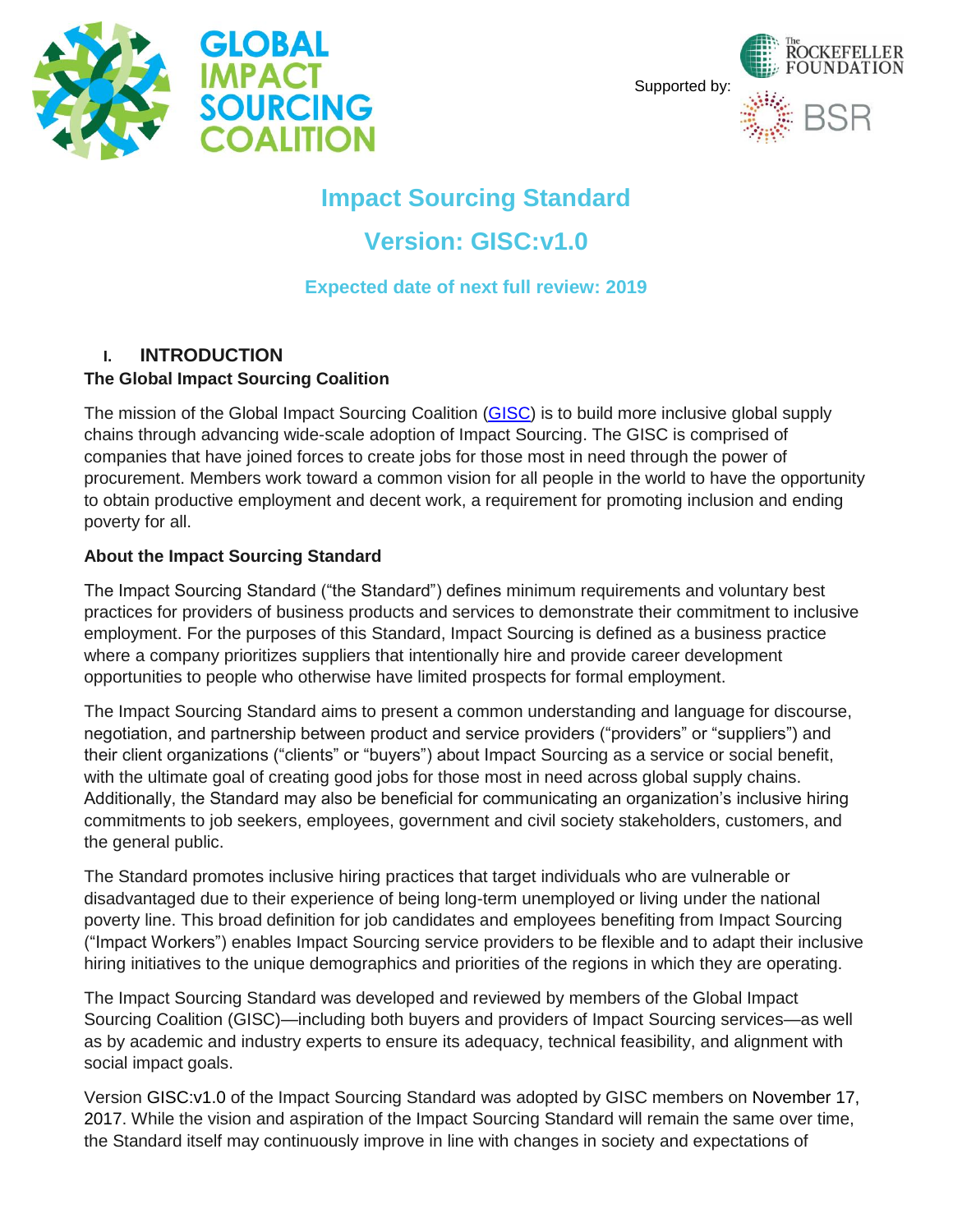GLOBAL IMPACT SOURCING COALITION

Supported by: The Rockefeller Foundation, BSR

# Impact Sourcing Standard

## Version: GISC:v1.0

### Expected date of next full review: 2019

## I. INTRODUCTION

**The Global Impact Sourcing Coalition**

The mission of the Global Impact Sourcing Coalition (GISC) is to build more inclusive global supply chains through advancing wide-scale adoption of Impact Sourcing. The GISC is comprised of companies that have joined forces to create jobs for those most in need through the power of procurement. Members work toward a common vision for all people in the world to have the opportunity to obtain productive employment and decent work, a requirement for promoting inclusion and ending poverty for all.

**About the Impact Sourcing Standard**

The Impact Sourcing Standard ("the Standard") defines minimum requirements and voluntary best practices for providers of business products and services to demonstrate their commitment to inclusive employment. For the purposes of this Standard, Impact Sourcing is defined as a business practice where a company prioritizes suppliers that intentionally hire and provide career development opportunities to people who otherwise have limited prospects for formal employment.

The Impact Sourcing Standard aims to present a common understanding and language for discourse, negotiation, and partnership between product and service providers ("providers" or "suppliers") and their client organizations ("clients" or "buyers") about Impact Sourcing as a service or social benefit, with the ultimate goal of creating good jobs for those most in need across global supply chains. Additionally, the Standard may also be beneficial for communicating an organization's inclusive hiring commitments to job seekers, employees, government and civil society stakeholders, customers, and the general public.

The Standard promotes inclusive hiring practices that target individuals who are vulnerable or disadvantaged due to their experience of being long-term unemployed or living under the national poverty line. This broad definition for job candidates and employees benefiting from Impact Sourcing ("Impact Workers") enables Impact Sourcing service providers to be flexible and to adapt their inclusive hiring initiatives to the unique demographics and priorities of the regions in which they are operating.

The Impact Sourcing Standard was developed and reviewed by members of the Global Impact Sourcing Coalition (GISC)—including both buyers and providers of Impact Sourcing services—as well as by academic and industry experts to ensure its adequacy, technical feasibility, and alignment with social impact goals.

Version GISC:v1.0 of the Impact Sourcing Standard was adopted by GISC members on November 17, 2017. While the vision and aspiration of the Impact Sourcing Standard will remain the same over time, the Standard itself may continuously improve in line with changes in society and expectations of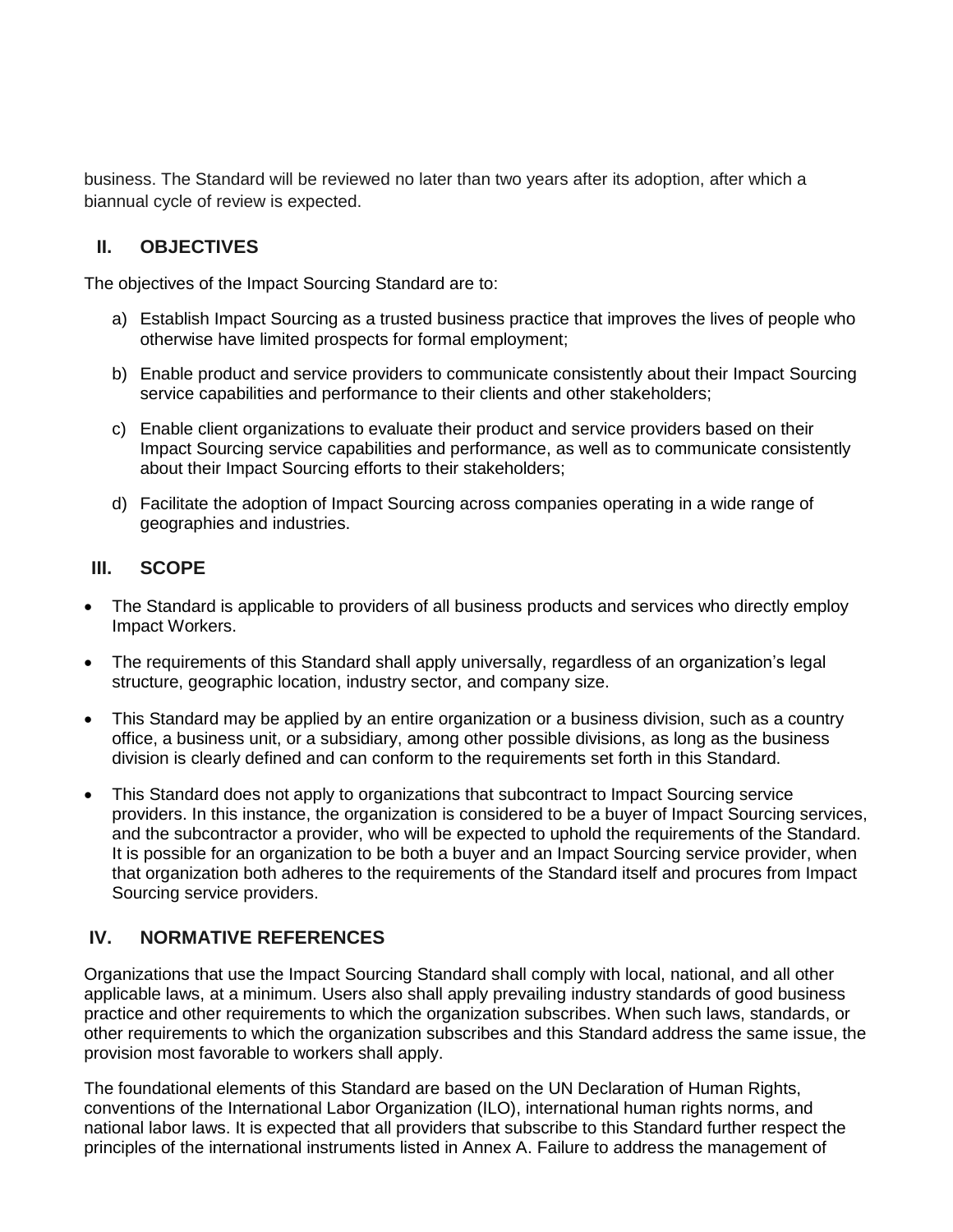business. The Standard will be reviewed no later than two years after its adoption, after which a biannual cycle of review is expected.

## II. OBJECTIVES

The objectives of the Impact Sourcing Standard are to:

a) Establish Impact Sourcing as a trusted business practice that improves the lives of people who otherwise have limited prospects for formal employment;

b) Enable product and service providers to communicate consistently about their Impact Sourcing service capabilities and performance to their clients and other stakeholders;

c) Enable client organizations to evaluate their product and service providers based on their Impact Sourcing service capabilities and performance, as well as to communicate consistently about their Impact Sourcing efforts to their stakeholders;

d) Facilitate the adoption of Impact Sourcing across companies operating in a wide range of geographies and industries.

## III. SCOPE

- The Standard is applicable to providers of all business products and services who directly employ Impact Workers.
- The requirements of this Standard shall apply universally, regardless of an organization's legal structure, geographic location, industry sector, and company size.
- This Standard may be applied by an entire organization or a business division, such as a country office, a business unit, or a subsidiary, among other possible divisions, as long as the business division is clearly defined and can conform to the requirements set forth in this Standard.
- This Standard does not apply to organizations that subcontract to Impact Sourcing service providers. In this instance, the organization is considered to be a buyer of Impact Sourcing services, and the subcontractor a provider, who will be expected to uphold the requirements of the Standard. It is possible for an organization to be both a buyer and an Impact Sourcing service provider, when that organization both adheres to the requirements of the Standard itself and procures from Impact Sourcing service providers.

## IV. NORMATIVE REFERENCES

Organizations that use the Impact Sourcing Standard shall comply with local, national, and all other applicable laws, at a minimum. Users also shall apply prevailing industry standards of good business practice and other requirements to which the organization subscribes. When such laws, standards, or other requirements to which the organization subscribes and this Standard address the same issue, the provision most favorable to workers shall apply.

The foundational elements of this Standard are based on the UN Declaration of Human Rights, conventions of the International Labor Organization (ILO), international human rights norms, and national labor laws. It is expected that all providers that subscribe to this Standard further respect the principles of the international instruments listed in Annex A. Failure to address the management of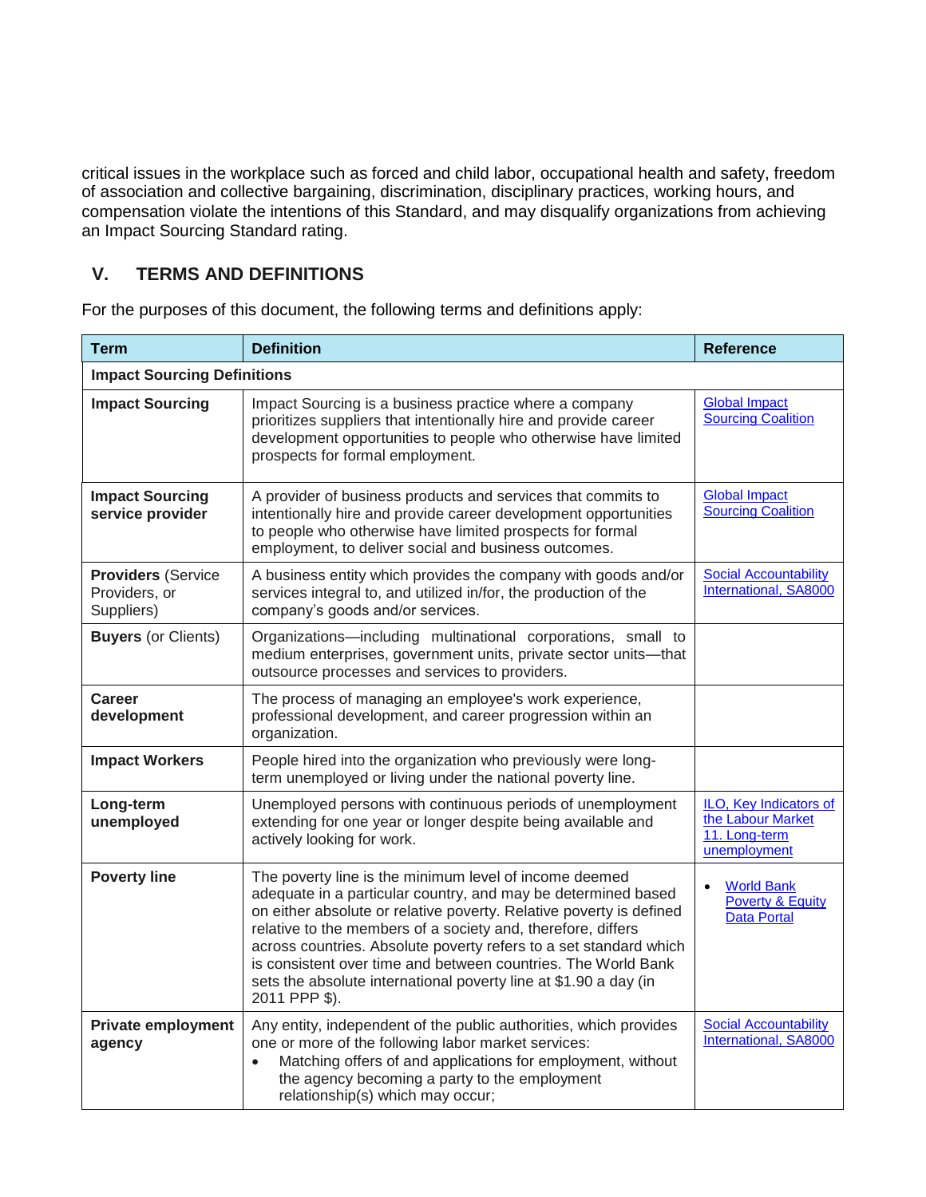critical issues in the workplace such as forced and child labor, occupational health and safety, freedom of association and collective bargaining, discrimination, disciplinary practices, working hours, and compensation violate the intentions of this Standard, and may disqualify organizations from achieving an Impact Sourcing Standard rating.

## V. TERMS AND DEFINITIONS

For the purposes of this document, the following terms and definitions apply:

| Term | Definition | Reference |
|---|---|---|
| **Impact Sourcing Definitions** | | |
| **Impact Sourcing** | Impact Sourcing is a business practice where a company prioritizes suppliers that intentionally hire and provide career development opportunities to people who otherwise have limited prospects for formal employment. | Global Impact Sourcing Coalition |
| **Impact Sourcing service provider** | A provider of business products and services that commits to intentionally hire and provide career development opportunities to people who otherwise have limited prospects for formal employment, to deliver social and business outcomes. | Global Impact Sourcing Coalition |
| **Providers** (Service Providers, or Suppliers) | A business entity which provides the company with goods and/or services integral to, and utilized in/for, the production of the company's goods and/or services. | Social Accountability International, SA8000 |
| **Buyers** (or Clients) | Organizations—including multinational corporations, small to medium enterprises, government units, private sector units—that outsource processes and services to providers. | |
| **Career development** | The process of managing an employee's work experience, professional development, and career progression within an organization. | |
| **Impact Workers** | People hired into the organization who previously were long-term unemployed or living under the national poverty line. | |
| **Long-term unemployed** | Unemployed persons with continuous periods of unemployment extending for one year or longer despite being available and actively looking for work. | ILO, Key Indicators of the Labour Market 11. Long-term unemployment |
| **Poverty line** | The poverty line is the minimum level of income deemed adequate in a particular country, and may be determined based on either absolute or relative poverty. Relative poverty is defined relative to the members of a society and, therefore, differs across countries. Absolute poverty refers to a set standard which is consistent over time and between countries. The World Bank sets the absolute international poverty line at $1.90 a day (in 2011 PPP $). | • World Bank Poverty & Equity Data Portal |
| **Private employment agency** | Any entity, independent of the public authorities, which provides one or more of the following labor market services:<br>• Matching offers of and applications for employment, without the agency becoming a party to the employment relationship(s) which may occur; | Social Accountability International, SA8000 |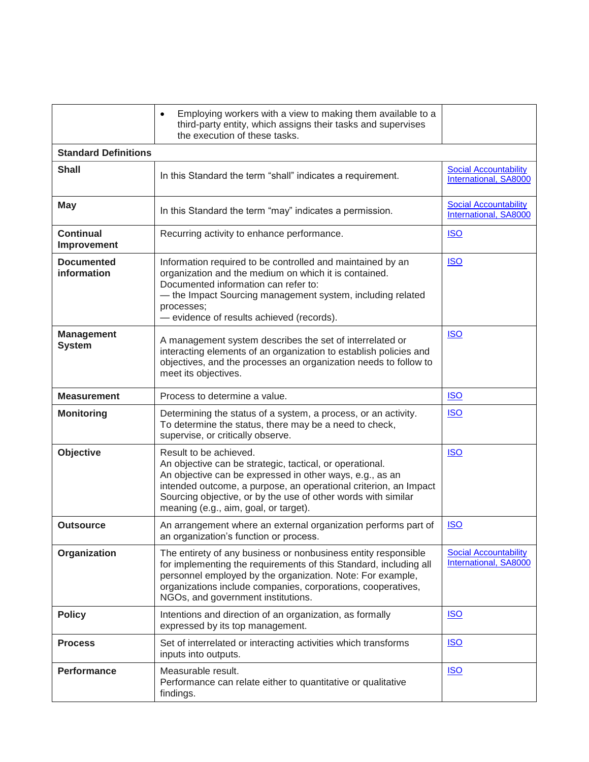| | | |
|---|---|---|
| | • Employing workers with a view to making them available to a third-party entity, which assigns their tasks and supervises the execution of these tasks. | |
| **Standard Definitions** | | |
| **Shall** | In this Standard the term “shall” indicates a requirement. | Social Accountability International, SA8000 |
| **May** | In this Standard the term “may” indicates a permission. | Social Accountability International, SA8000 |
| **Continual Improvement** | Recurring activity to enhance performance. | ISO |
| **Documented information** | Information required to be controlled and maintained by an organization and the medium on which it is contained. Documented information can refer to:<br>— the Impact Sourcing management system, including related processes;<br>— evidence of results achieved (records). | ISO |
| **Management System** | A management system describes the set of interrelated or interacting elements of an organization to establish policies and objectives, and the processes an organization needs to follow to meet its objectives. | ISO |
| **Measurement** | Process to determine a value. | ISO |
| **Monitoring** | Determining the status of a system, a process, or an activity. To determine the status, there may be a need to check, supervise, or critically observe. | ISO |
| **Objective** | Result to be achieved.<br>An objective can be strategic, tactical, or operational.<br>An objective can be expressed in other ways, e.g., as an intended outcome, a purpose, an operational criterion, an Impact Sourcing objective, or by the use of other words with similar meaning (e.g., aim, goal, or target). | ISO |
| **Outsource** | An arrangement where an external organization performs part of an organization’s function or process. | ISO |
| **Organization** | The entirety of any business or nonbusiness entity responsible for implementing the requirements of this Standard, including all personnel employed by the organization. Note: For example, organizations include companies, corporations, cooperatives, NGOs, and government institutions. | Social Accountability International, SA8000 |
| **Policy** | Intentions and direction of an organization, as formally expressed by its top management. | ISO |
| **Process** | Set of interrelated or interacting activities which transforms inputs into outputs. | ISO |
| **Performance** | Measurable result.<br>Performance can relate either to quantitative or qualitative findings. | ISO |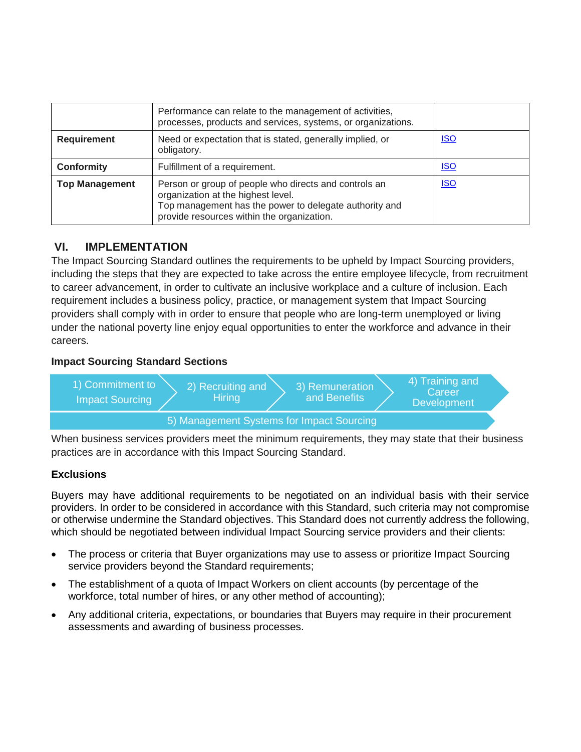|  | Performance can relate to the management of activities, processes, products and services, systems, or organizations. |  |
|---|---|---|
| **Requirement** | Need or expectation that is stated, generally implied, or obligatory. | ISO |
| **Conformity** | Fulfillment of a requirement. | ISO |
| **Top Management** | Person or group of people who directs and controls an organization at the highest level. Top management has the power to delegate authority and provide resources within the organization. | ISO |

## VI. IMPLEMENTATION

The Impact Sourcing Standard outlines the requirements to be upheld by Impact Sourcing providers, including the steps that they are expected to take across the entire employee lifecycle, from recruitment to career advancement, in order to cultivate an inclusive workplace and a culture of inclusion. Each requirement includes a business policy, practice, or management system that Impact Sourcing providers shall comply with in order to ensure that people who are long-term unemployed or living under the national poverty line enjoy equal opportunities to enter the workforce and advance in their careers.

**Impact Sourcing Standard Sections**

1) Commitment to Impact Sourcing → 2) Recruiting and Hiring → 3) Remuneration and Benefits → 4) Training and Career Development

5) Management Systems for Impact Sourcing

When business services providers meet the minimum requirements, they may state that their business practices are in accordance with this Impact Sourcing Standard.

**Exclusions**

Buyers may have additional requirements to be negotiated on an individual basis with their service providers. In order to be considered in accordance with this Standard, such criteria may not compromise or otherwise undermine the Standard objectives. This Standard does not currently address the following, which should be negotiated between individual Impact Sourcing service providers and their clients:

- The process or criteria that Buyer organizations may use to assess or prioritize Impact Sourcing service providers beyond the Standard requirements;
- The establishment of a quota of Impact Workers on client accounts (by percentage of the workforce, total number of hires, or any other method of accounting);
- Any additional criteria, expectations, or boundaries that Buyers may require in their procurement assessments and awarding of business processes.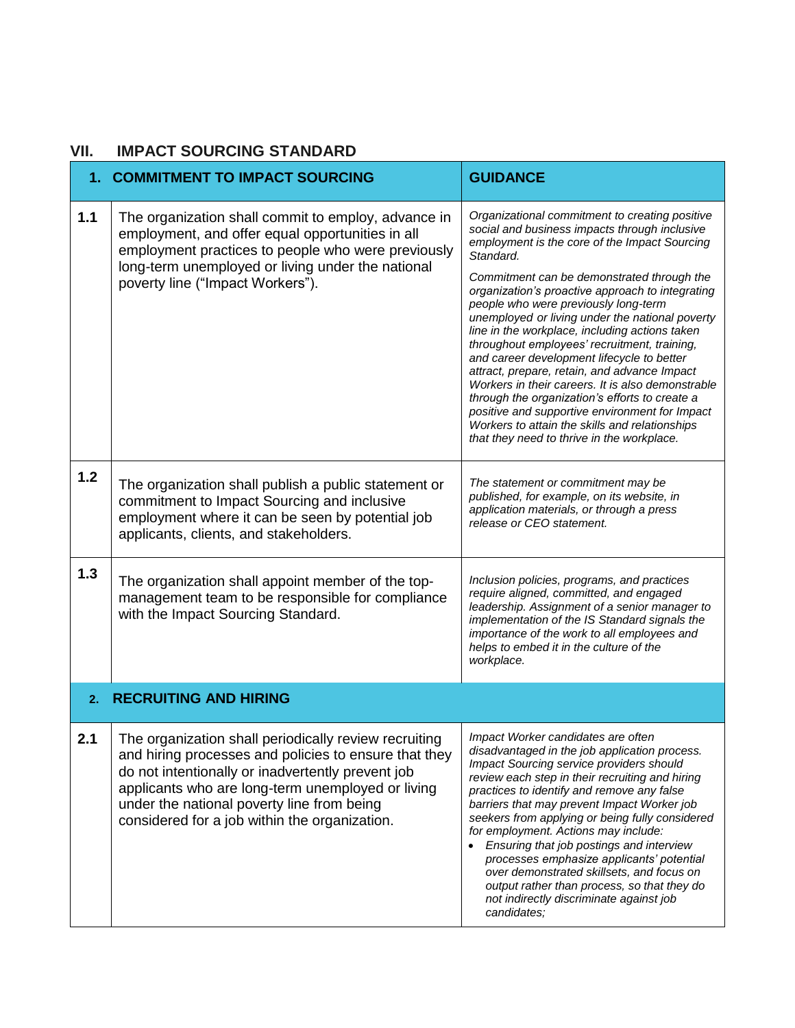## VII. IMPACT SOURCING STANDARD

| | 1. COMMITMENT TO IMPACT SOURCING | GUIDANCE |
|---|---|---|
| **1.1** | The organization shall commit to employ, advance in employment, and offer equal opportunities in all employment practices to people who were previously long-term unemployed or living under the national poverty line ("Impact Workers"). | *Organizational commitment to creating positive social and business impacts through inclusive employment is the core of the Impact Sourcing Standard.*<br><br>*Commitment can be demonstrated through the organization's proactive approach to integrating people who were previously long-term unemployed or living under the national poverty line in the workplace, including actions taken throughout employees' recruitment, training, and career development lifecycle to better attract, prepare, retain, and advance Impact Workers in their careers. It is also demonstrable through the organization's efforts to create a positive and supportive environment for Impact Workers to attain the skills and relationships that they need to thrive in the workplace.* |
| **1.2** | The organization shall publish a public statement or commitment to Impact Sourcing and inclusive employment where it can be seen by potential job applicants, clients, and stakeholders. | *The statement or commitment may be published, for example, on its website, in application materials, or through a press release or CEO statement.* |
| **1.3** | The organization shall appoint member of the top-management team to be responsible for compliance with the Impact Sourcing Standard. | *Inclusion policies, programs, and practices require aligned, committed, and engaged leadership. Assignment of a senior manager to implementation of the IS Standard signals the importance of the work to all employees and helps to embed it in the culture of the workplace.* |
| | **2. RECRUITING AND HIRING** | |
| **2.1** | The organization shall periodically review recruiting and hiring processes and policies to ensure that they do not intentionally or inadvertently prevent job applicants who are long-term unemployed or living under the national poverty line from being considered for a job within the organization. | *Impact Worker candidates are often disadvantaged in the job application process. Impact Sourcing service providers should review each step in their recruiting and hiring practices to identify and remove any false barriers that may prevent Impact Worker job seekers from applying or being fully considered for employment. Actions may include:*<br>• *Ensuring that job postings and interview processes emphasize applicants' potential over demonstrated skillsets, and focus on output rather than process, so that they do not indirectly discriminate against job candidates;* |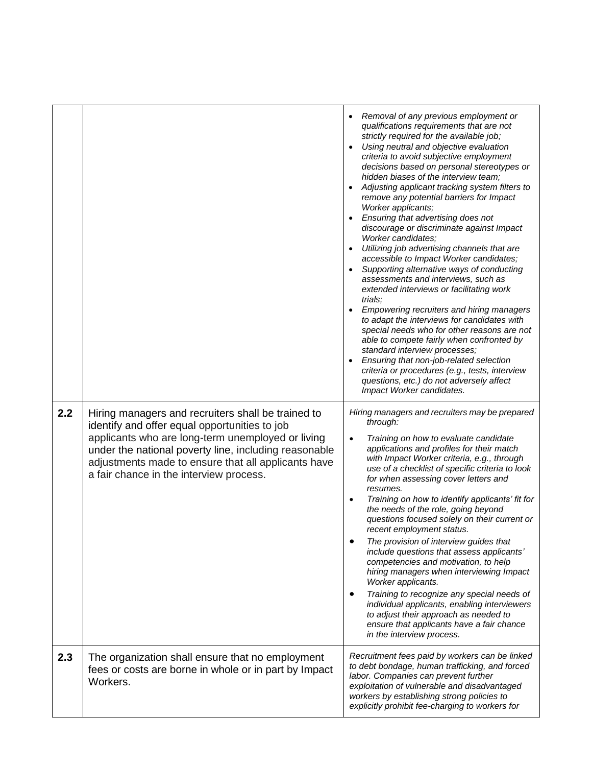| | | |
|---|---|---|
| | | • *Removal of any previous employment or qualifications requirements that are not strictly required for the available job;*<br>• *Using neutral and objective evaluation criteria to avoid subjective employment decisions based on personal stereotypes or hidden biases of the interview team;*<br>• *Adjusting applicant tracking system filters to remove any potential barriers for Impact Worker applicants;*<br>• *Ensuring that advertising does not discourage or discriminate against Impact Worker candidates;*<br>• *Utilizing job advertising channels that are accessible to Impact Worker candidates;*<br>• *Supporting alternative ways of conducting assessments and interviews, such as extended interviews or facilitating work trials;*<br>• *Empowering recruiters and hiring managers to adapt the interviews for candidates with special needs who for other reasons are not able to compete fairly when confronted by standard interview processes;*<br>• *Ensuring that non-job-related selection criteria or procedures (e.g., tests, interview questions, etc.) do not adversely affect Impact Worker candidates.* |
| **2.2** | Hiring managers and recruiters shall be trained to identify and offer equal opportunities to job applicants who are long-term unemployed or living under the national poverty line, including reasonable adjustments made to ensure that all applicants have a fair chance in the interview process. | *Hiring managers and recruiters may be prepared through:*<br>• *Training on how to evaluate candidate applications and profiles for their match with Impact Worker criteria, e.g., through use of a checklist of specific criteria to look for when assessing cover letters and resumes.*<br>• *Training on how to identify applicants' fit for the needs of the role, going beyond questions focused solely on their current or recent employment status.*<br>• *The provision of interview guides that include questions that assess applicants' competencies and motivation, to help hiring managers when interviewing Impact Worker applicants.*<br>• *Training to recognize any special needs of individual applicants, enabling interviewers to adjust their approach as needed to ensure that applicants have a fair chance in the interview process.* |
| **2.3** | The organization shall ensure that no employment fees or costs are borne in whole or in part by Impact Workers. | *Recruitment fees paid by workers can be linked to debt bondage, human trafficking, and forced labor. Companies can prevent further exploitation of vulnerable and disadvantaged workers by establishing strong policies to explicitly prohibit fee-charging to workers for* |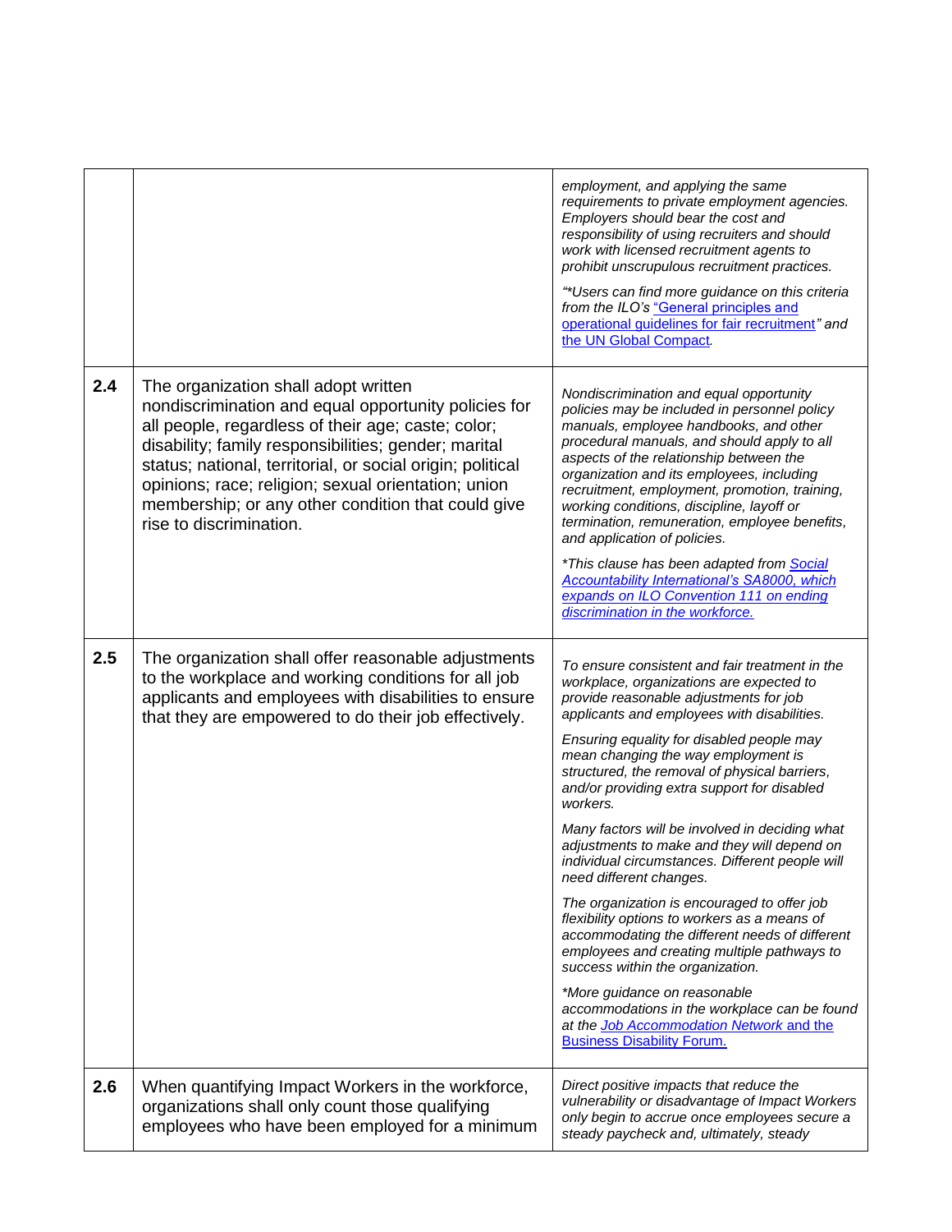| | | |
|---|---|---|
| | | *employment, and applying the same requirements to private employment agencies. Employers should bear the cost and responsibility of using recruiters and should work with licensed recruitment agents to prohibit unscrupulous recruitment practices.*<br><br>*"*Users can find more guidance on this criteria from the ILO's [“General principles and operational guidelines for fair recruitment](#)" and [the UN Global Compact](#).* |
| **2.4** | The organization shall adopt written nondiscrimination and equal opportunity policies for all people, regardless of their age; caste; color; disability; family responsibilities; gender; marital status; national, territorial, or social origin; political opinions; race; religion; sexual orientation; union membership; or any other condition that could give rise to discrimination. | *Nondiscrimination and equal opportunity policies may be included in personnel policy manuals, employee handbooks, and other procedural manuals, and should apply to all aspects of the relationship between the organization and its employees, including recruitment, employment, promotion, training, working conditions, discipline, layoff or termination, remuneration, employee benefits, and application of policies.*<br><br>**This clause has been adapted from [Social Accountability International's SA8000, which expands on ILO Convention 111 on ending discrimination in the workforce.](#)* |
| **2.5** | The organization shall offer reasonable adjustments to the workplace and working conditions for all job applicants and employees with disabilities to ensure that they are empowered to do their job effectively. | *To ensure consistent and fair treatment in the workplace, organizations are expected to provide reasonable adjustments for job applicants and employees with disabilities.*<br><br>*Ensuring equality for disabled people may mean changing the way employment is structured, the removal of physical barriers, and/or providing extra support for disabled workers.*<br><br>*Many factors will be involved in deciding what adjustments to make and they will depend on individual circumstances. Different people will need different changes.*<br><br>*The organization is encouraged to offer job flexibility options to workers as a means of accommodating the different needs of different employees and creating multiple pathways to success within the organization.*<br><br>**More guidance on reasonable accommodations in the workplace can be found at the [Job Accommodation Network and the Business Disability Forum.](#)* |
| **2.6** | When quantifying Impact Workers in the workforce, organizations shall only count those qualifying employees who have been employed for a minimum | *Direct positive impacts that reduce the vulnerability or disadvantage of Impact Workers only begin to accrue once employees secure a steady paycheck and, ultimately, steady* |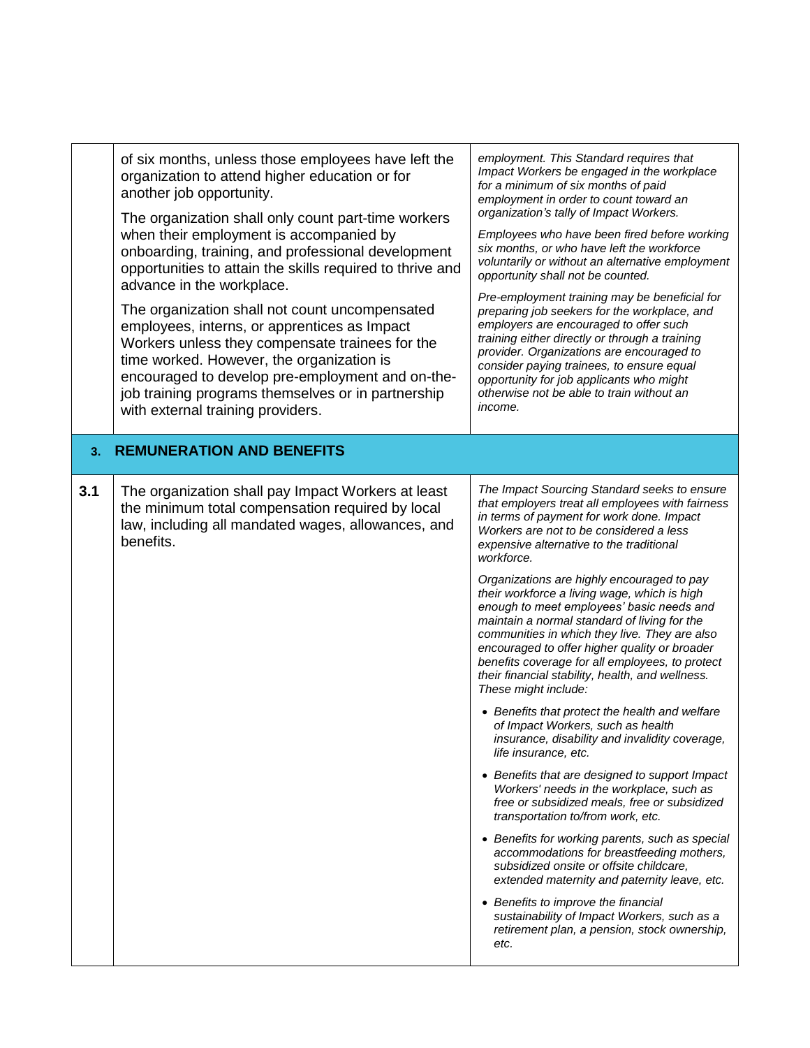| | | |
|---|---|---|
| | of six months, unless those employees have left the organization to attend higher education or for another job opportunity.<br><br>The organization shall only count part-time workers when their employment is accompanied by onboarding, training, and professional development opportunities to attain the skills required to thrive and advance in the workplace.<br><br>The organization shall not count uncompensated employees, interns, or apprentices as Impact Workers unless they compensate trainees for the time worked. However, the organization is encouraged to develop pre-employment and on-the-job training programs themselves or in partnership with external training providers. | *employment. This Standard requires that Impact Workers be engaged in the workplace for a minimum of six months of paid employment in order to count toward an organization's tally of Impact Workers.*<br><br>*Employees who have been fired before working six months, or who have left the workforce voluntarily or without an alternative employment opportunity shall not be counted.*<br><br>*Pre-employment training may be beneficial for preparing job seekers for the workplace, and employers are encouraged to offer such training either directly or through a training provider. Organizations are encouraged to consider paying trainees, to ensure equal opportunity for job applicants who might otherwise not be able to train without an income.* |
| **3.** | **REMUNERATION AND BENEFITS** | |
| **3.1** | The organization shall pay Impact Workers at least the minimum total compensation required by local law, including all mandated wages, allowances, and benefits. | *The Impact Sourcing Standard seeks to ensure that employers treat all employees with fairness in terms of payment for work done. Impact Workers are not to be considered a less expensive alternative to the traditional workforce.*<br><br>*Organizations are highly encouraged to pay their workforce a living wage, which is high enough to meet employees' basic needs and maintain a normal standard of living for the communities in which they live. They are also encouraged to offer higher quality or broader benefits coverage for all employees, to protect their financial stability, health, and wellness. These might include:*<br><br>• *Benefits that protect the health and welfare of Impact Workers, such as health insurance, disability and invalidity coverage, life insurance, etc.*<br><br>• *Benefits that are designed to support Impact Workers' needs in the workplace, such as free or subsidized meals, free or subsidized transportation to/from work, etc.*<br><br>• *Benefits for working parents, such as special accommodations for breastfeeding mothers, subsidized onsite or offsite childcare, extended maternity and paternity leave, etc.*<br><br>• *Benefits to improve the financial sustainability of Impact Workers, such as a retirement plan, a pension, stock ownership, etc.* |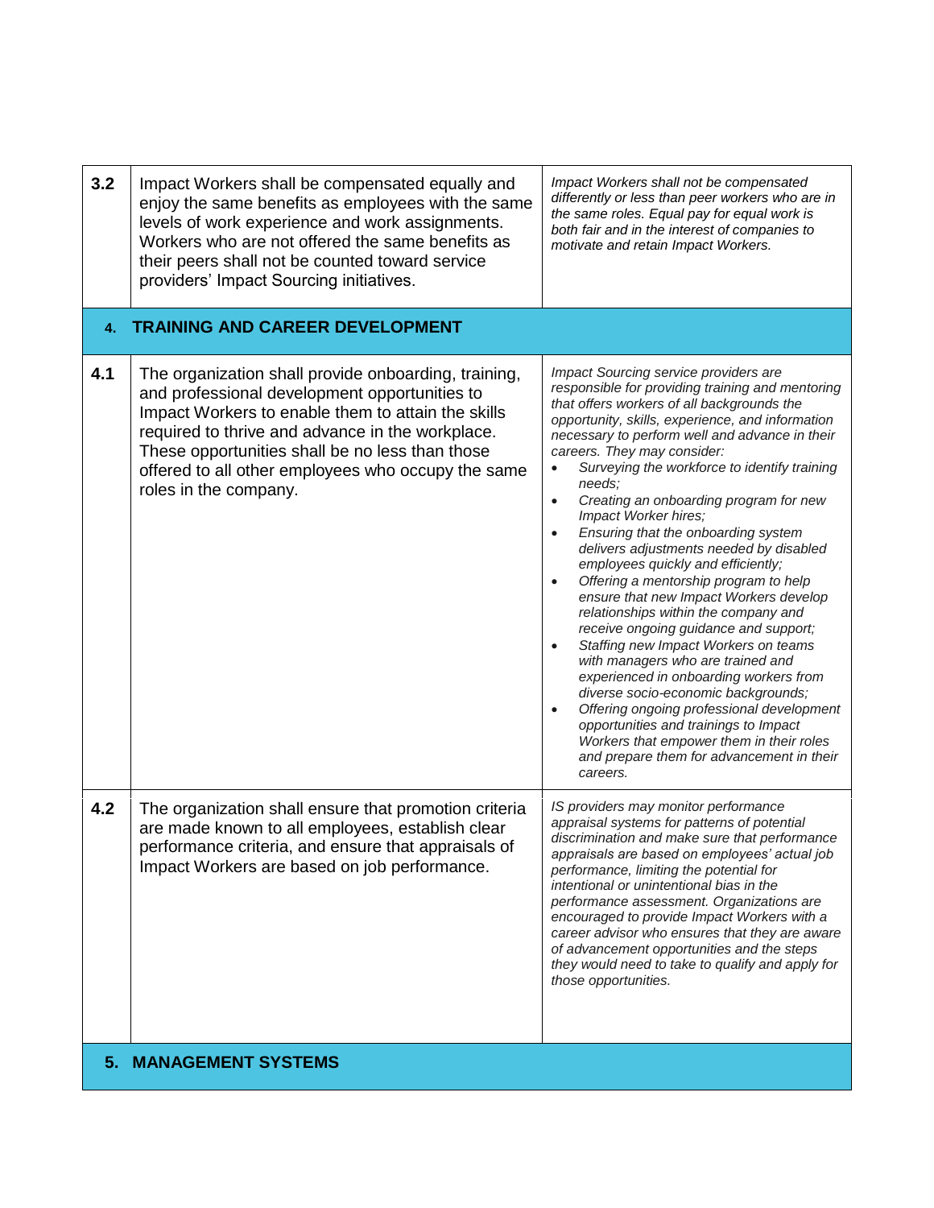| | | |
|---|---|---|
| **3.2** | Impact Workers shall be compensated equally and enjoy the same benefits as employees with the same levels of work experience and work assignments. Workers who are not offered the same benefits as their peers shall not be counted toward service providers' Impact Sourcing initiatives. | *Impact Workers shall not be compensated differently or less than peer workers who are in the same roles. Equal pay for equal work is both fair and in the interest of companies to motivate and retain Impact Workers.* |
| **4.** | **TRAINING AND CAREER DEVELOPMENT** | |
| **4.1** | The organization shall provide onboarding, training, and professional development opportunities to Impact Workers to enable them to attain the skills required to thrive and advance in the workplace. These opportunities shall be no less than those offered to all other employees who occupy the same roles in the company. | *Impact Sourcing service providers are responsible for providing training and mentoring that offers workers of all backgrounds the opportunity, skills, experience, and information necessary to perform well and advance in their careers. They may consider:*<br>• *Surveying the workforce to identify training needs;*<br>• *Creating an onboarding program for new Impact Worker hires;*<br>• *Ensuring that the onboarding system delivers adjustments needed by disabled employees quickly and efficiently;*<br>• *Offering a mentorship program to help ensure that new Impact Workers develop relationships within the company and receive ongoing guidance and support;*<br>• *Staffing new Impact Workers on teams with managers who are trained and experienced in onboarding workers from diverse socio-economic backgrounds;*<br>• *Offering ongoing professional development opportunities and trainings to Impact Workers that empower them in their roles and prepare them for advancement in their careers.* |
| **4.2** | The organization shall ensure that promotion criteria are made known to all employees, establish clear performance criteria, and ensure that appraisals of Impact Workers are based on job performance. | *IS providers may monitor performance appraisal systems for patterns of potential discrimination and make sure that performance appraisals are based on employees' actual job performance, limiting the potential for intentional or unintentional bias in the performance assessment. Organizations are encouraged to provide Impact Workers with a career advisor who ensures that they are aware of advancement opportunities and the steps they would need to take to qualify and apply for those opportunities.* |
| **5.** | **MANAGEMENT SYSTEMS** | |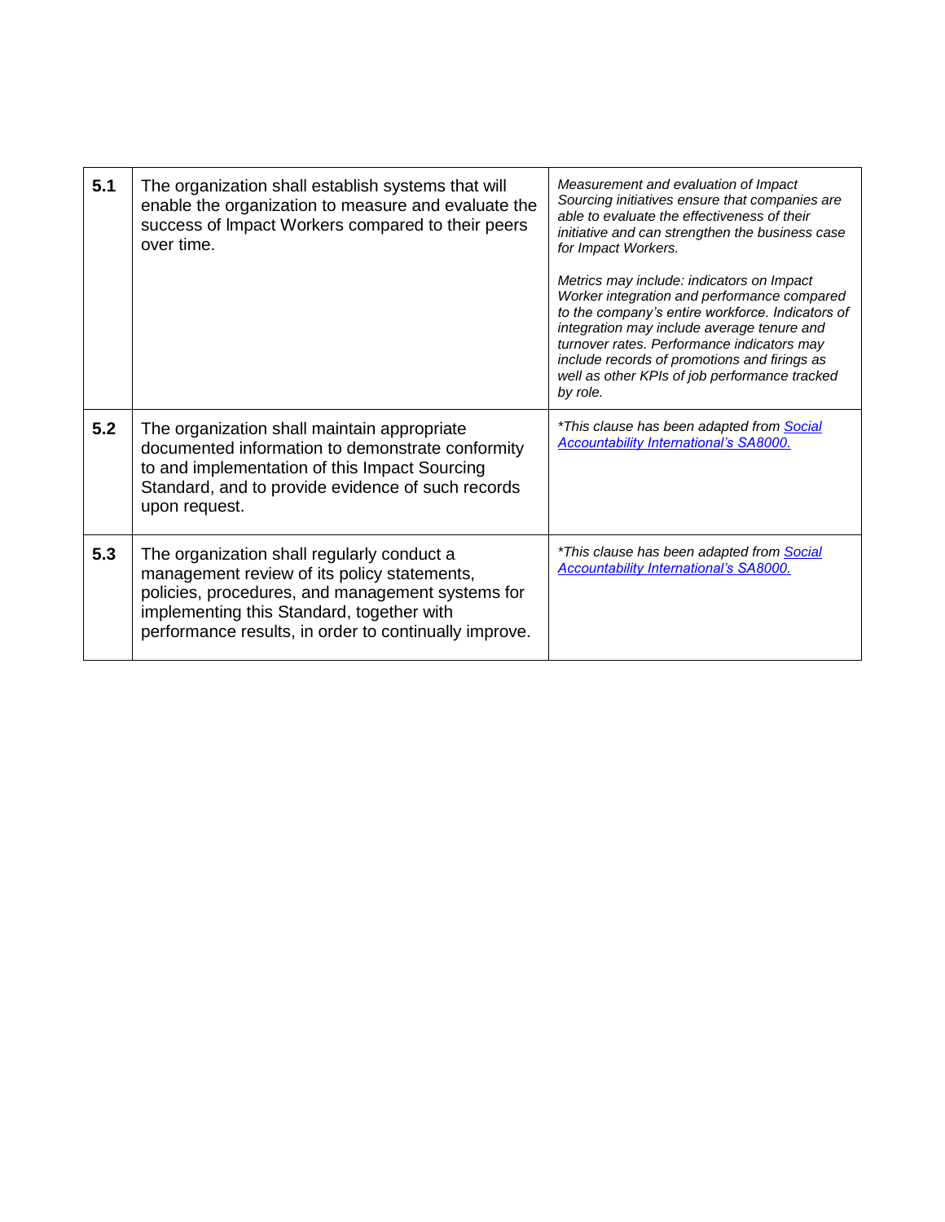| | | |
|---|---|---|
| **5.1** | The organization shall establish systems that will enable the organization to measure and evaluate the success of Impact Workers compared to their peers over time. | *Measurement and evaluation of Impact Sourcing initiatives ensure that companies are able to evaluate the effectiveness of their initiative and can strengthen the business case for Impact Workers.*<br><br>*Metrics may include: indicators on Impact Worker integration and performance compared to the company's entire workforce. Indicators of integration may include average tenure and turnover rates. Performance indicators may include records of promotions and firings as well as other KPIs of job performance tracked by role.* |
| **5.2** | The organization shall maintain appropriate documented information to demonstrate conformity to and implementation of this Impact Sourcing Standard, and to provide evidence of such records upon request. | **This clause has been adapted from [Social Accountability International's SA8000.](#)* |
| **5.3** | The organization shall regularly conduct a management review of its policy statements, policies, procedures, and management systems for implementing this Standard, together with performance results, in order to continually improve. | **This clause has been adapted from [Social Accountability International's SA8000.](#)* |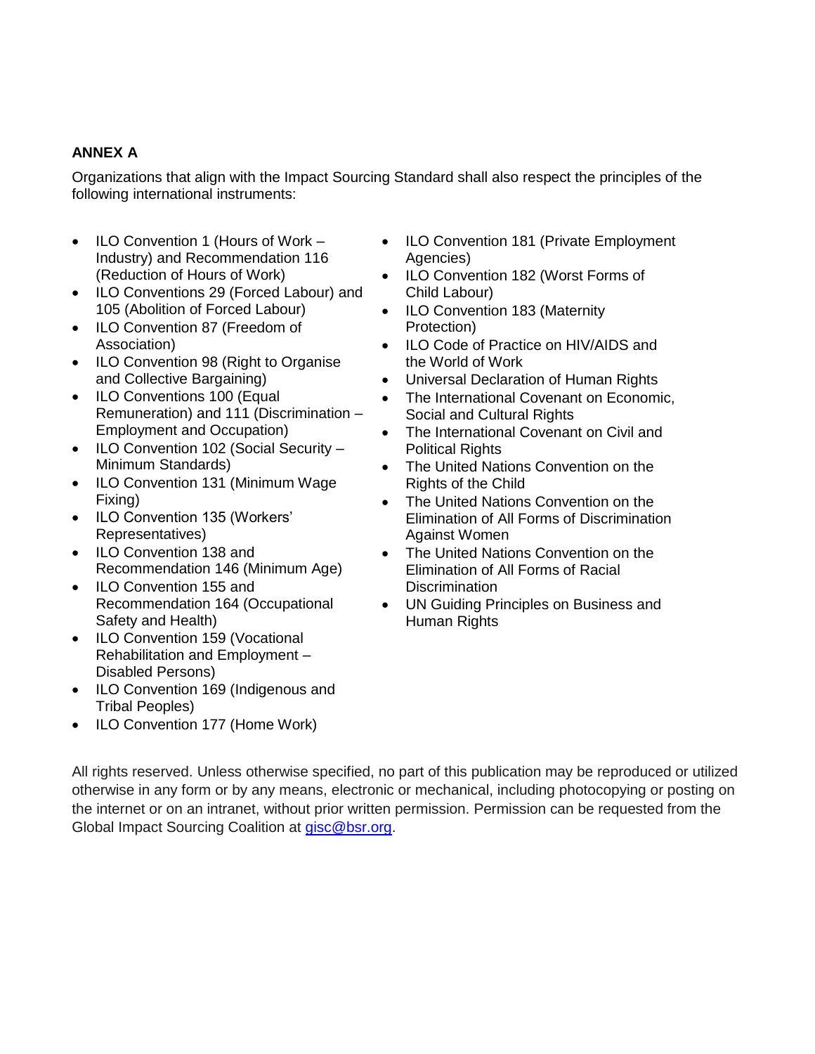**ANNEX A**

Organizations that align with the Impact Sourcing Standard shall also respect the principles of the following international instruments:

- ILO Convention 1 (Hours of Work – Industry) and Recommendation 116 (Reduction of Hours of Work)
- ILO Conventions 29 (Forced Labour) and 105 (Abolition of Forced Labour)
- ILO Convention 87 (Freedom of Association)
- ILO Convention 98 (Right to Organise and Collective Bargaining)
- ILO Conventions 100 (Equal Remuneration) and 111 (Discrimination – Employment and Occupation)
- ILO Convention 102 (Social Security – Minimum Standards)
- ILO Convention 131 (Minimum Wage Fixing)
- ILO Convention 135 (Workers' Representatives)
- ILO Convention 138 and Recommendation 146 (Minimum Age)
- ILO Convention 155 and Recommendation 164 (Occupational Safety and Health)
- ILO Convention 159 (Vocational Rehabilitation and Employment – Disabled Persons)
- ILO Convention 169 (Indigenous and Tribal Peoples)
- ILO Convention 177 (Home Work)
- ILO Convention 181 (Private Employment Agencies)
- ILO Convention 182 (Worst Forms of Child Labour)
- ILO Convention 183 (Maternity Protection)
- ILO Code of Practice on HIV/AIDS and the World of Work
- Universal Declaration of Human Rights
- The International Covenant on Economic, Social and Cultural Rights
- The International Covenant on Civil and Political Rights
- The United Nations Convention on the Rights of the Child
- The United Nations Convention on the Elimination of All Forms of Discrimination Against Women
- The United Nations Convention on the Elimination of All Forms of Racial Discrimination
- UN Guiding Principles on Business and Human Rights

All rights reserved. Unless otherwise specified, no part of this publication may be reproduced or utilized otherwise in any form or by any means, electronic or mechanical, including photocopying or posting on the internet or on an intranet, without prior written permission. Permission can be requested from the Global Impact Sourcing Coalition at gisc@bsr.org.